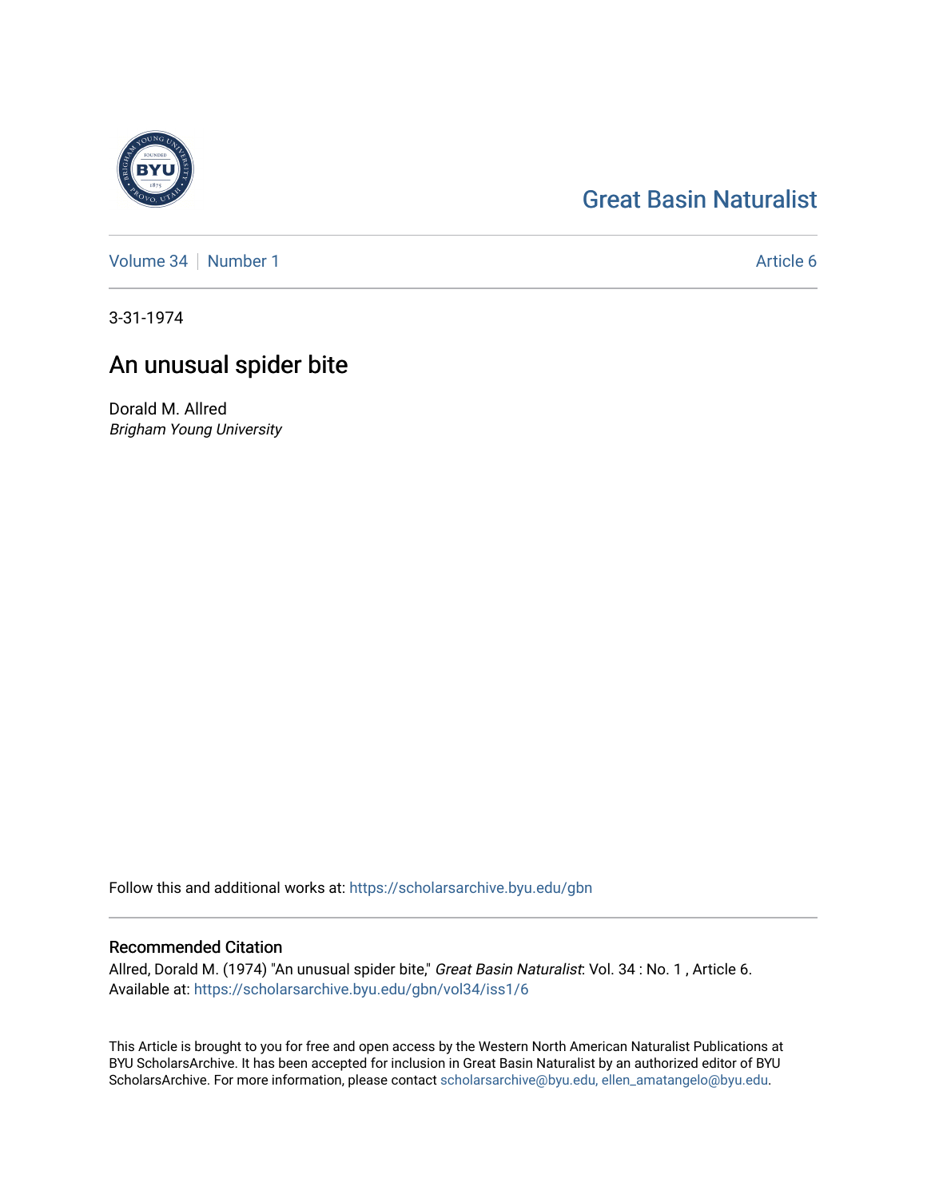# Great Basin Naturalist

Volume 34 | Number 1 | Article 6

3-31-1974

## An unusual spider bite

Dorald M. Allred
*Brigham Young University*

Follow this and additional works at: https://scholarsarchive.byu.edu/gbn

### Recommended Citation

Allred, Dorald M. (1974) "An unusual spider bite," *Great Basin Naturalist*: Vol. 34 : No. 1 , Article 6.
Available at: https://scholarsarchive.byu.edu/gbn/vol34/iss1/6

This Article is brought to you for free and open access by the Western North American Naturalist Publications at BYU ScholarsArchive. It has been accepted for inclusion in Great Basin Naturalist by an authorized editor of BYU ScholarsArchive. For more information, please contact scholarsarchive@byu.edu, ellen_amatangelo@byu.edu.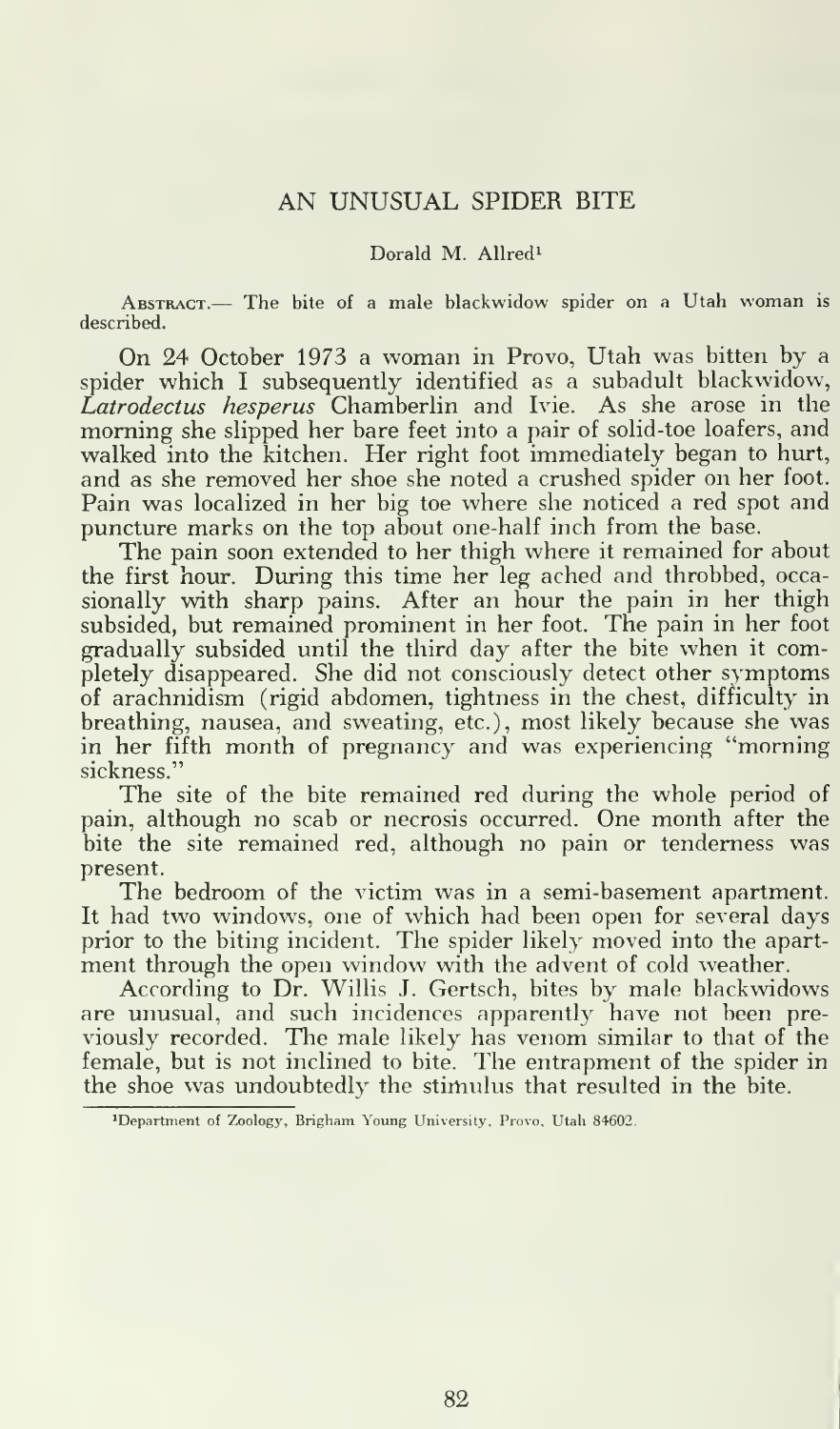## AN UNUSUAL SPIDER BITE

Dorald M. Allred[1]

ABSTRACT.— The bite of a male blackwidow spider on a Utah woman is described.

On 24 October 1973 a woman in Provo, Utah was bitten by a spider which I subsequently identified as a subadult blackwidow, *Latrodectus hesperus* Chamberlin and Ivie. As she arose in the morning she slipped her bare feet into a pair of solid-toe loafers, and walked into the kitchen. Her right foot immediately began to hurt, and as she removed her shoe she noted a crushed spider on her foot. Pain was localized in her big toe where she noticed a red spot and puncture marks on the top about one-half inch from the base.

The pain soon extended to her thigh where it remained for about the first hour. During this time her leg ached and throbbed, occasionally with sharp pains. After an hour the pain in her thigh subsided, but remained prominent in her foot. The pain in her foot gradually subsided until the third day after the bite when it completely disappeared. She did not consciously detect other symptoms of arachnidism (rigid abdomen, tightness in the chest, difficulty in breathing, nausea, and sweating, etc.), most likely because she was in her fifth month of pregnancy and was experiencing "morning sickness."

The site of the bite remained red during the whole period of pain, although no scab or necrosis occurred. One month after the bite the site remained red, although no pain or tenderness was present.

The bedroom of the victim was in a semi-basement apartment. It had two windows, one of which had been open for several days prior to the biting incident. The spider likely moved into the apartment through the open window with the advent of cold weather.

According to Dr. Willis J. Gertsch, bites by male blackwidows are unusual, and such incidences apparently have not been previously recorded. The male likely has venom similar to that of the female, but is not inclined to bite. The entrapment of the spider in the shoe was undoubtedly the stimulus that resulted in the bite.

---

[1]Department of Zoology, Brigham Young University, Provo, Utah 84602.